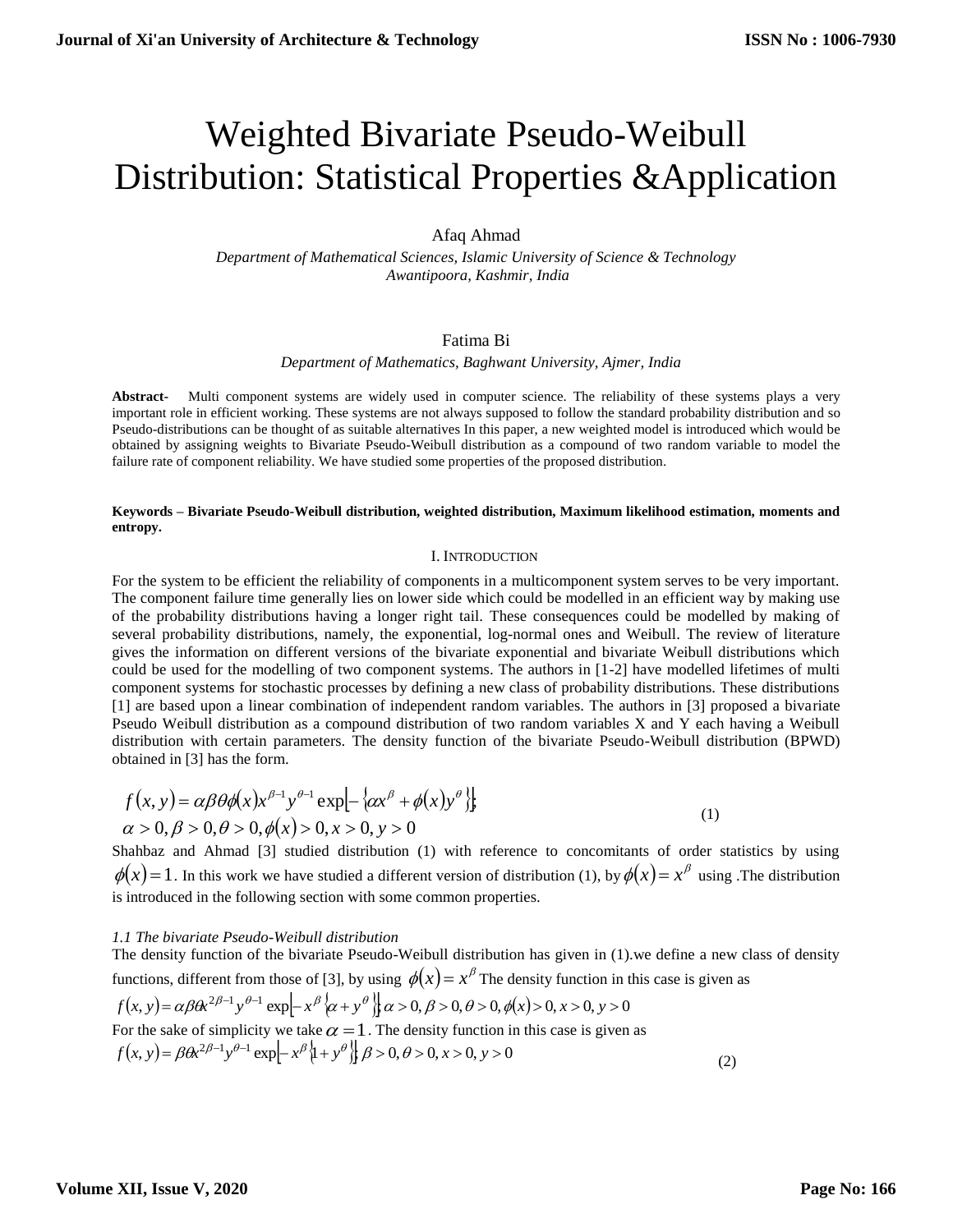# Weighted Bivariate Pseudo-Weibull Distribution: Statistical Properties &Application

Afaq Ahmad

*Department of Mathematical Sciences, Islamic University of Science & Technology Awantipoora, Kashmir, India*

Fatima Bi

*Department of Mathematics, Baghwant University, Ajmer, India*

**Abstract-** Multi component systems are widely used in computer science. The reliability of these systems plays a very important role in efficient working. These systems are not always supposed to follow the standard probability distribution and so Pseudo-distributions can be thought of as suitable alternatives In this paper, a new weighted model is introduced which would be obtained by assigning weights to Bivariate Pseudo-Weibull distribution as a compound of two random variable to model the failure rate of component reliability. We have studied some properties of the proposed distribution.

**Keywords – Bivariate Pseudo-Weibull distribution, weighted distribution, Maximum likelihood estimation, moments and entropy.**

## I. Introduction

For the system to be efficient the reliability of components in a multicomponent system serves to be very important. The component failure time generally lies on lower side which could be modelled in an efficient way by making use of the probability distributions having a longer right tail. These consequences could be modelled by making of several probability distributions, namely, the exponential, log-normal ones and Weibull. The review of literature gives the information on different versions of the bivariate exponential and bivariate Weibull distributions which could be used for the modelling of two component systems. The authors in [1-2] have modelled lifetimes of multi component systems for stochastic processes by defining a new class of probability distributions. These distributions [1] are based upon a linear combination of independent random variables. The authors in [3] proposed a bivariate Pseudo Weibull distribution as a compound distribution of two random variables X and Y each having a Weibull distribution with certain parameters. The density function of the bivariate Pseudo-Weibull distribution (BPWD) obtained in [3] has the form.

$$f(x,y) = \alpha\beta\theta\phi(x)x^{\beta-1}y^{\theta-1}\exp\left[-\left\{\alpha x^{\beta} + \phi(x)y^{\theta}\right\}\right];$$
$$\alpha > 0, \beta > 0, \theta > 0, \phi(x) > 0, x > 0, y > 0 \tag{1}$$

Shahbaz and Ahmad [3] studied distribution (1) with reference to concomitants of order statistics by using $\phi(x) = 1$. In this work we have studied a different version of distribution (1), by $\phi(x) = x^{\beta}$ using .The distribution is introduced in the following section with some common properties.

### *1.1 The bivariate Pseudo-Weibull distribution*

The density function of the bivariate Pseudo-Weibull distribution has given in (1).we define a new class of density functions, different from those of [3], by using $\phi(x) = x^{\beta}$ The density function in this case is given as

$$f(x,y) = \alpha\beta\theta x^{2\beta-1}y^{\theta-1}\exp\left[-x^{\beta}\left\{\alpha + y^{\theta}\right\}\right]\alpha > 0, \beta > 0, \theta > 0, \phi(x) > 0, x > 0, y > 0$$

For the sake of simplicity we take $\alpha = 1$. The density function in this case is given as

$$f(x,y) = \beta\theta x^{2\beta-1}y^{\theta-1}\exp\left[-x^{\beta}\left\{1 + y^{\theta}\right\}\right]\beta > 0, \theta > 0, x > 0, y > 0 \tag{2}$$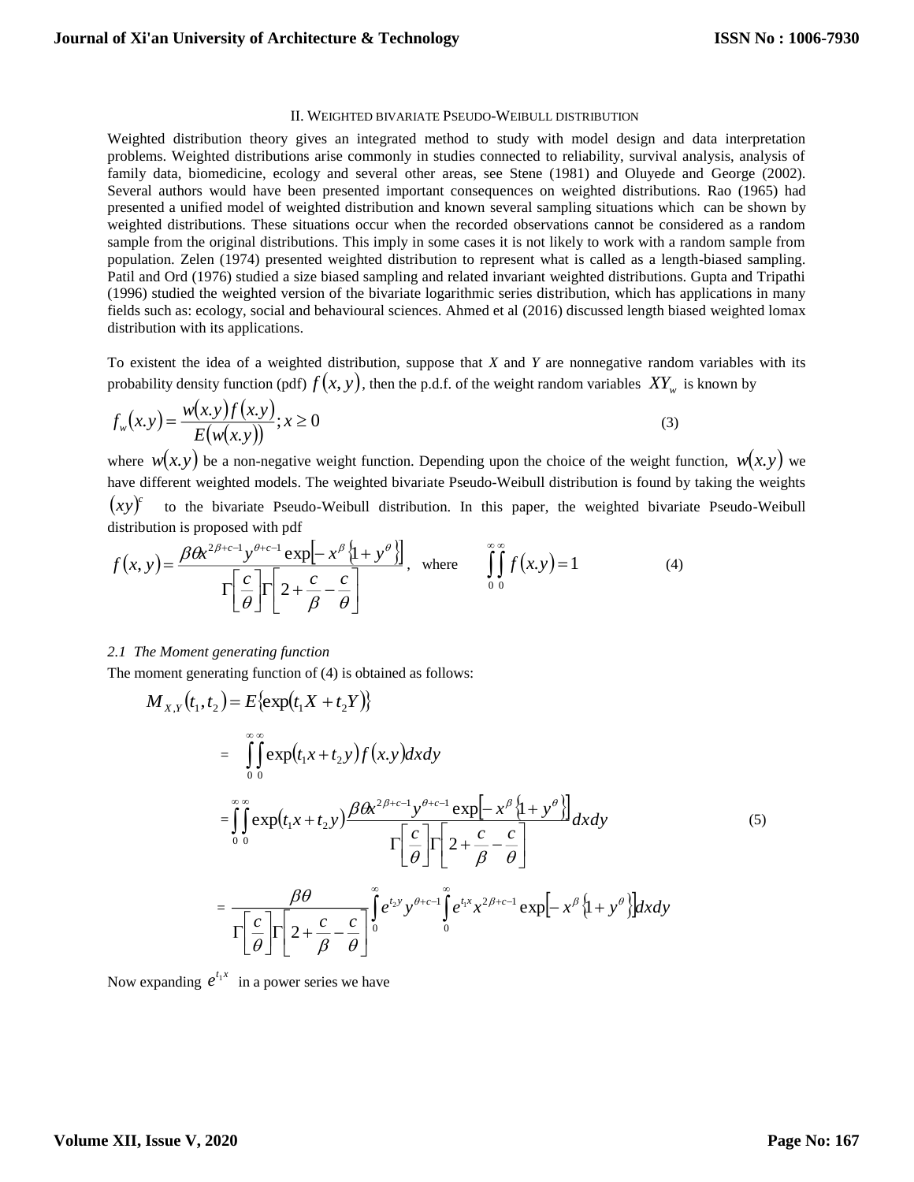## II. Weighted bivariate Pseudo-Weibull distribution

Weighted distribution theory gives an integrated method to study with model design and data interpretation problems. Weighted distributions arise commonly in studies connected to reliability, survival analysis, analysis of family data, biomedicine, ecology and several other areas, see Stene (1981) and Oluyede and George (2002). Several authors would have been presented important consequences on weighted distributions. Rao (1965) had presented a unified model of weighted distribution and known several sampling situations which can be shown by weighted distributions. These situations occur when the recorded observations cannot be considered as a random sample from the original distributions. This imply in some cases it is not likely to work with a random sample from population. Zelen (1974) presented weighted distribution to represent what is called as a length-biased sampling. Patil and Ord (1976) studied a size biased sampling and related invariant weighted distributions. Gupta and Tripathi (1996) studied the weighted version of the bivariate logarithmic series distribution, which has applications in many fields such as: ecology, social and behavioural sciences. Ahmed et al (2016) discussed length biased weighted lomax distribution with its applications.

To existent the idea of a weighted distribution, suppose that *X* and *Y* are nonnegative random variables with its probability density function (pdf) $f(x,y)$, then the p.d.f. of the weight random variables $XY_w$ is known by

$$f_w(x.y) = \frac{w(x.y)f(x.y)}{E(w(x.y))}; x \geq 0 \tag{3}$$

where $w(x.y)$ be a non-negative weight function. Depending upon the choice of the weight function, $w(x.y)$ we have different weighted models. The weighted bivariate Pseudo-Weibull distribution is found by taking the weights $(xy)^c$ to the bivariate Pseudo-Weibull distribution. In this paper, the weighted bivariate Pseudo-Weibull distribution is proposed with pdf

$$f(x,y) = \frac{\beta\theta x^{2\beta+c-1}y^{\theta+c-1}\exp\left[-x^{\beta}\left\{1+y^{\theta}\right\}\right]}{\Gamma\left[\frac{c}{\theta}\right]\Gamma\left[2+\frac{c}{\beta}-\frac{c}{\theta}\right]}, \quad \text{where} \quad \int_0^\infty\int_0^\infty f(x.y) = 1 \tag{4}$$

*2.1 The Moment generating function*

The moment generating function of (4) is obtained as follows:

$$\begin{aligned}
M_{X,Y}(t_1,t_2) &= E\{\exp(t_1X + t_2Y)\} \\
&= \int_0^\infty\int_0^\infty \exp(t_1x + t_2y) f(x.y)dxdy \\
&= \int_0^\infty\int_0^\infty \exp(t_1x + t_2y)\frac{\beta\theta x^{2\beta+c-1}y^{\theta+c-1}\exp\left[-x^{\beta}\left\{1+y^{\theta}\right\}\right]}{\Gamma\left[\frac{c}{\theta}\right]\Gamma\left[2+\frac{c}{\beta}-\frac{c}{\theta}\right]}dxdy \\
&= \frac{\beta\theta}{\Gamma\left[\frac{c}{\theta}\right]\Gamma\left[2+\frac{c}{\beta}-\frac{c}{\theta}\right]}\int_0^\infty e^{t_2y}y^{\theta+c-1}\int_0^\infty e^{t_1x}x^{2\beta+c-1}\exp\left[-x^{\beta}\left\{1+y^{\theta}\right\}\right]dxdy
\end{aligned} \tag{5}$$

Now expanding $e^{t_1x}$ in a power series we have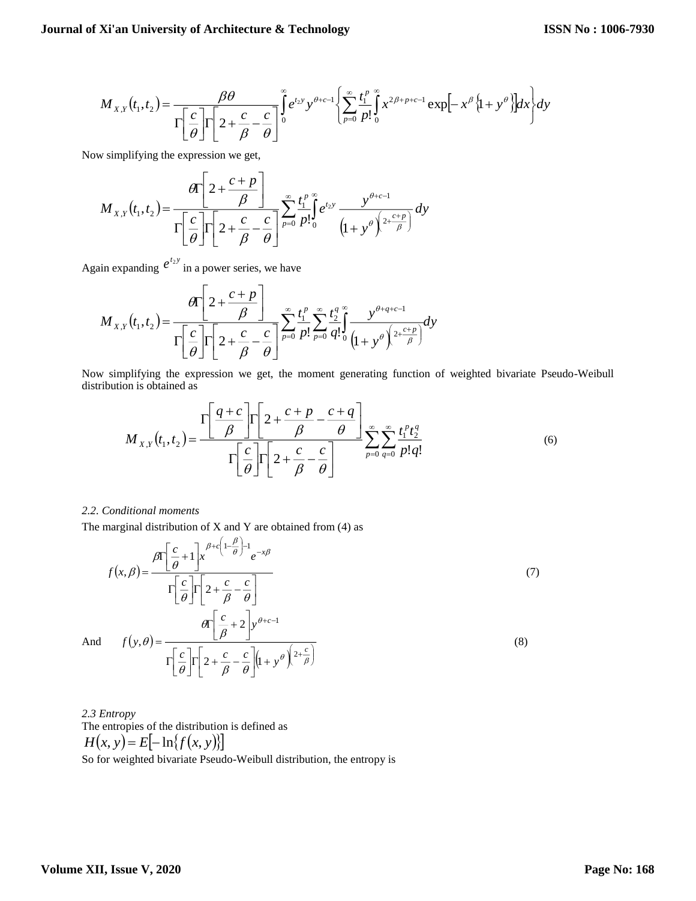$$M_{X,Y}(t_1,t_2)=\frac{\beta\theta}{\Gamma\left[\frac{c}{\theta}\right]\Gamma\left[2+\frac{c}{\beta}-\frac{c}{\theta}\right]}\int_0^{\infty}e^{t_2 y}y^{\theta+c-1}\left\{\sum_{p=0}^{\infty}\frac{t_1^p}{p!}\int_0^{\infty}x^{2\beta+p+c-1}\exp\left[-x^{\beta}\left\{1+y^{\theta}\right\}\right]dx\right\}dy$$

Now simplifying the expression we get,

$$M_{X,Y}(t_1,t_2)=\frac{\theta\Gamma\left[2+\frac{c+p}{\beta}\right]}{\Gamma\left[\frac{c}{\theta}\right]\Gamma\left[2+\frac{c}{\beta}-\frac{c}{\theta}\right]}\sum_{p=0}^{\infty}\frac{t_1^p}{p!}\int_0^{\infty}e^{t_2 y}\frac{y^{\theta+c-1}}{\left(1+y^{\theta}\right)^{\left(2+\frac{c+p}{\beta}\right)}}dy$$

Again expanding $e^{t_2 y}$ in a power series, we have

$$M_{X,Y}(t_1,t_2)=\frac{\theta\Gamma\left[2+\frac{c+p}{\beta}\right]}{\Gamma\left[\frac{c}{\theta}\right]\Gamma\left[2+\frac{c}{\beta}-\frac{c}{\theta}\right]}\sum_{p=0}^{\infty}\frac{t_1^p}{p!}\sum_{p=0}^{\infty}\frac{t_2^q}{q!}\int_0^{\infty}\frac{y^{\theta+q+c-1}}{\left(1+y^{\theta}\right)^{\left(2+\frac{c+p}{\beta}\right)}}dy$$

Now simplifying the expression we get, the moment generating function of weighted bivariate Pseudo-Weibull distribution is obtained as

$$M_{X,Y}(t_1,t_2)=\frac{\Gamma\left[\frac{q+c}{\beta}\right]\Gamma\left[2+\frac{c+p}{\beta}-\frac{c+q}{\theta}\right]}{\Gamma\left[\frac{c}{\theta}\right]\Gamma\left[2+\frac{c}{\beta}-\frac{c}{\theta}\right]}\sum_{p=0}^{\infty}\sum_{q=0}^{\infty}\frac{t_1^p t_2^q}{p!q!} \tag{6}$$

*2.2. Conditional moments*

The marginal distribution of X and Y are obtained from (4) as

$$f(x,\beta)=\frac{\beta\Gamma\left[\frac{c}{\theta}+1\right]x^{\beta+c\left(1-\frac{\beta}{\theta}\right)-1}e^{-x\beta}}{\Gamma\left[\frac{c}{\theta}\right]\Gamma\left[2+\frac{c}{\beta}-\frac{c}{\theta}\right]} \tag{7}$$

And
$$f(y,\theta)=\frac{\theta\Gamma\left[\frac{c}{\beta}+2\right]y^{\theta+c-1}}{\Gamma\left[\frac{c}{\theta}\right]\Gamma\left[2+\frac{c}{\beta}-\frac{c}{\theta}\right]\left(1+y^{\theta}\right)^{\left(2+\frac{c}{\beta}\right)}} \tag{8}$$

*2.3 Entropy*

The entropies of the distribution is defined as

$H(x,y)=E\left[-\ln\left\{f(x,y)\right\}\right]$

So for weighted bivariate Pseudo-Weibull distribution, the entropy is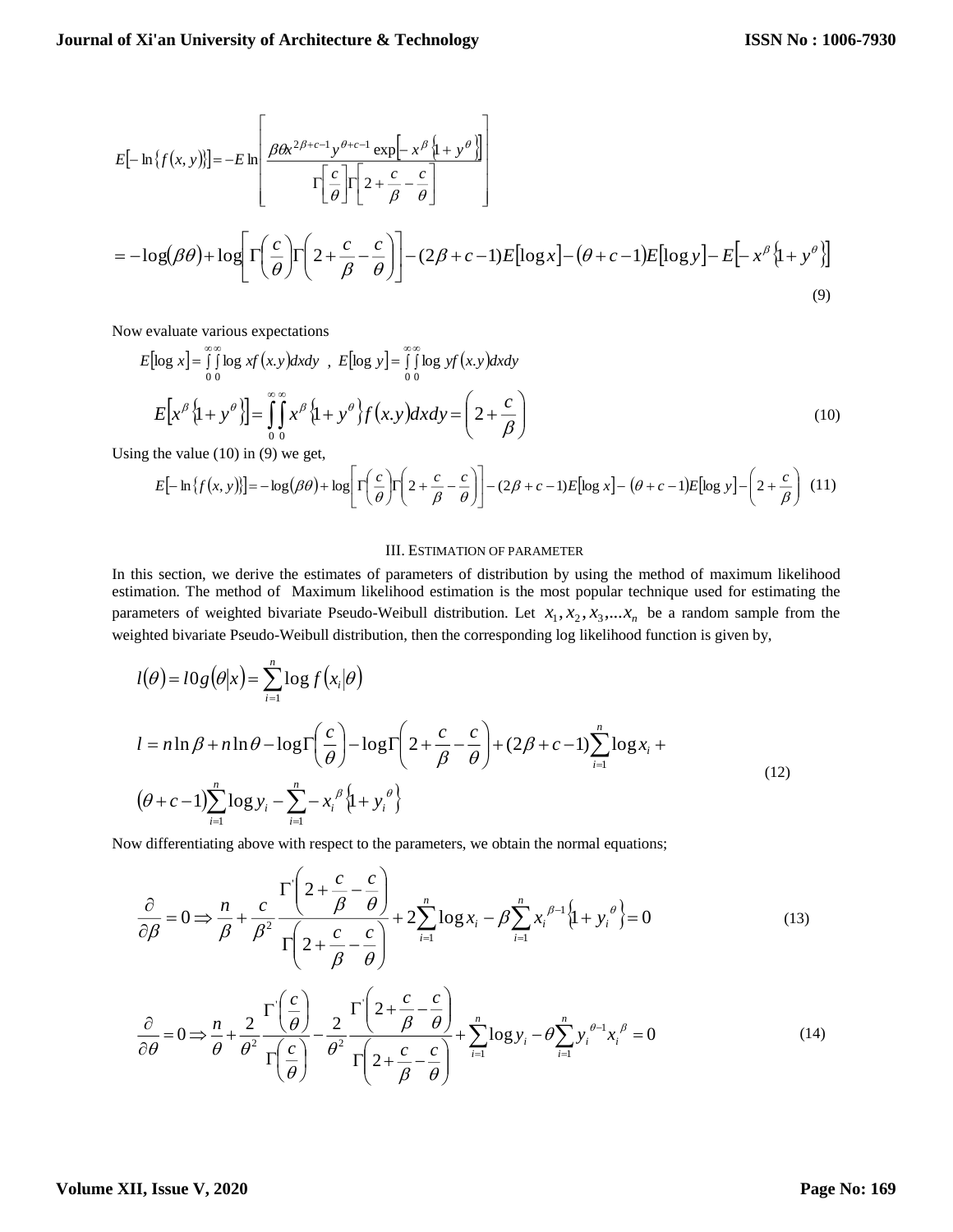$$E\left[-\ln\{f(x,y)\}\right] = -E\ln\left[\frac{\beta\theta x^{2\beta+c-1}y^{\theta+c-1}\exp\left[-x^{\beta}\left\{1+y^{\theta}\right\}\right]}{\Gamma\left[\frac{c}{\theta}\right]\Gamma\left[2+\frac{c}{\beta}-\frac{c}{\theta}\right]}\right]$$

$$= -\log(\beta\theta) + \log\left[\Gamma\left(\frac{c}{\theta}\right)\Gamma\left(2+\frac{c}{\beta}-\frac{c}{\theta}\right)\right] - (2\beta+c-1)E\left[\log x\right] - (\theta+c-1)E\left[\log y\right] - E\left[-x^{\beta}\left\{1+y^{\theta}\right\}\right] \tag{9}$$

Now evaluate various expectations

$$E\left[\log x\right] = \int_0^{\infty}\int_0^{\infty}\log x f(x.y)dxdy \ , \ E\left[\log y\right] = \int_0^{\infty}\int_0^{\infty}\log y f(x.y)dxdy$$

$$E\left[x^{\beta}\left\{1+y^{\theta}\right\}\right] = \int_0^{\infty}\int_0^{\infty}x^{\beta}\left\{1+y^{\theta}\right\}f(x.y)dxdy = \left(2+\frac{c}{\beta}\right) \tag{10}$$

Using the value (10) in (9) we get,

$$E\left[-\ln\{f(x,y)\}\right] = -\log(\beta\theta) + \log\left[\Gamma\left(\frac{c}{\theta}\right)\Gamma\left(2+\frac{c}{\beta}-\frac{c}{\theta}\right)\right] - (2\beta+c-1)E\left[\log x\right] - (\theta+c-1)E\left[\log y\right] - \left(2+\frac{c}{\beta}\right) \tag{11}$$

## III. Estimation of Parameter

In this section, we derive the estimates of parameters of distribution by using the method of maximum likelihood estimation. The method of Maximum likelihood estimation is the most popular technique used for estimating the parameters of weighted bivariate Pseudo-Weibull distribution. Let $x_1, x_2, x_3, \ldots x_n$ be a random sample from the weighted bivariate Pseudo-Weibull distribution, then the corresponding log likelihood function is given by,

$$l(\theta) = l0g(\theta|x) = \sum_{i=1}^{n}\log f(x_i|\theta)$$

$$l = n\ln\beta + n\ln\theta - \log\Gamma\left(\frac{c}{\theta}\right) - \log\Gamma\left(2+\frac{c}{\beta}-\frac{c}{\theta}\right) + (2\beta+c-1)\sum_{i=1}^{n}\log x_i + (\theta+c-1)\sum_{i=1}^{n}\log y_i - \sum_{i=1}^{n} - x_i^{\beta}\left\{1+y_i^{\theta}\right\} \tag{12}$$

Now differentiating above with respect to the parameters, we obtain the normal equations;

$$\frac{\partial}{\partial\beta} = 0 \Rightarrow \frac{n}{\beta} + \frac{c}{\beta^2}\frac{\Gamma'\left(2+\frac{c}{\beta}-\frac{c}{\theta}\right)}{\Gamma\left(2+\frac{c}{\beta}-\frac{c}{\theta}\right)} + 2\sum_{i=1}^{n}\log x_i - \beta\sum_{i=1}^{n}x_i^{\beta-1}\left\{1+y_i^{\theta}\right\} = 0 \tag{13}$$

$$\frac{\partial}{\partial\theta} = 0 \Rightarrow \frac{n}{\theta} + \frac{2}{\theta^2}\frac{\Gamma'\left(\frac{c}{\theta}\right)}{\Gamma\left(\frac{c}{\theta}\right)} - \frac{2}{\theta^2}\frac{\Gamma'\left(2+\frac{c}{\beta}-\frac{c}{\theta}\right)}{\Gamma\left(2+\frac{c}{\beta}-\frac{c}{\theta}\right)} + \sum_{i=1}^{n}\log y_i - \theta\sum_{i=1}^{n}y_i^{\theta-1}x_i^{\beta} = 0 \tag{14}$$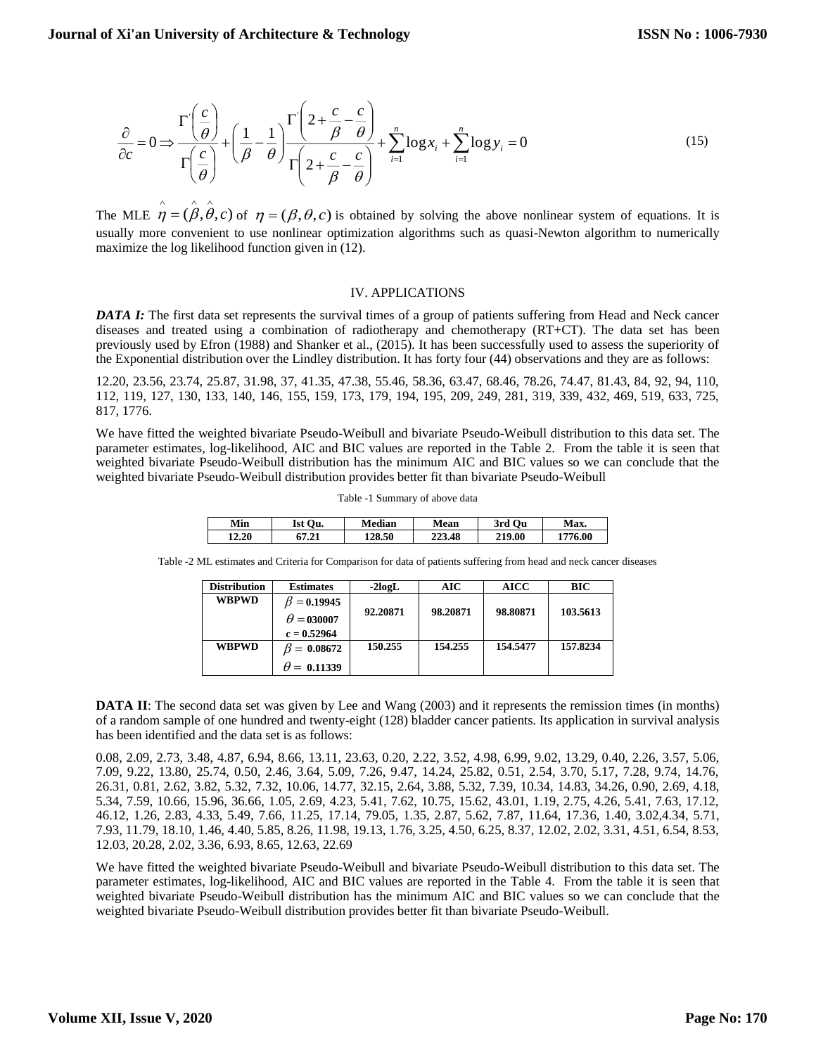$$\frac{\partial}{\partial c}=0 \Rightarrow \frac{\Gamma'\left(\frac{c}{\theta}\right)}{\Gamma\left(\frac{c}{\theta}\right)}+\left(\frac{1}{\beta}-\frac{1}{\theta}\right)\frac{\Gamma'\left(2+\frac{c}{\beta}-\frac{c}{\theta}\right)}{\Gamma\left(2+\frac{c}{\beta}-\frac{c}{\theta}\right)}+\sum_{i=1}^{n}\log x_i+\sum_{i=1}^{n}\log y_i=0 \tag{15}$$

The MLE $\hat{\eta}=(\hat{\beta},\hat{\theta},\hat{c})$ of $\eta=(\beta,\theta,c)$ is obtained by solving the above nonlinear system of equations. It is usually more convenient to use nonlinear optimization algorithms such as quasi-Newton algorithm to numerically maximize the log likelihood function given in (12).

## IV. APPLICATIONS

***DATA I:*** The first data set represents the survival times of a group of patients suffering from Head and Neck cancer diseases and treated using a combination of radiotherapy and chemotherapy (RT+CT). The data set has been previously used by Efron (1988) and Shanker et al., (2015). It has been successfully used to assess the superiority of the Exponential distribution over the Lindley distribution. It has forty four (44) observations and they are as follows:

12.20, 23.56, 23.74, 25.87, 31.98, 37, 41.35, 47.38, 55.46, 58.36, 63.47, 68.46, 78.26, 74.47, 81.43, 84, 92, 94, 110, 112, 119, 127, 130, 133, 140, 146, 155, 159, 173, 179, 194, 195, 209, 249, 281, 319, 339, 432, 469, 519, 633, 725, 817, 1776.

We have fitted the weighted bivariate Pseudo-Weibull and bivariate Pseudo-Weibull distribution to this data set. The parameter estimates, log-likelihood, AIC and BIC values are reported in the Table 2. From the table it is seen that weighted bivariate Pseudo-Weibull distribution has the minimum AIC and BIC values so we can conclude that the weighted bivariate Pseudo-Weibull distribution provides better fit than bivariate Pseudo-Weibull

Table -1 Summary of above data

| Min | Ist Qu. | Median | Mean | 3rd Qu | Max. |
|---|---|---|---|---|---|
| 12.20 | 67.21 | 128.50 | 223.48 | 219.00 | 1776.00 |

Table -2 ML estimates and Criteria for Comparison for data of patients suffering from head and neck cancer diseases

| Distribution | Estimates | -2logL | AIC | AICC | BIC |
|---|---|---|---|---|---|
| WBPWD | $\beta=0.19945$<br>$\theta=030007$<br>c = 0.52964 | 92.20871 | 98.20871 | 98.80871 | 103.5613 |
| WBPWD | $\beta=$ 0.08672<br>$\theta=$ 0.11339 | 150.255 | 154.255 | 154.5477 | 157.8234 |

**DATA II**: The second data set was given by Lee and Wang (2003) and it represents the remission times (in months) of a random sample of one hundred and twenty-eight (128) bladder cancer patients. Its application in survival analysis has been identified and the data set is as follows:

0.08, 2.09, 2.73, 3.48, 4.87, 6.94, 8.66, 13.11, 23.63, 0.20, 2.22, 3.52, 4.98, 6.99, 9.02, 13.29, 0.40, 2.26, 3.57, 5.06, 7.09, 9.22, 13.80, 25.74, 0.50, 2.46, 3.64, 5.09, 7.26, 9.47, 14.24, 25.82, 0.51, 2.54, 3.70, 5.17, 7.28, 9.74, 14.76, 26.31, 0.81, 2.62, 3.82, 5.32, 7.32, 10.06, 14.77, 32.15, 2.64, 3.88, 5.32, 7.39, 10.34, 14.83, 34.26, 0.90, 2.69, 4.18, 5.34, 7.59, 10.66, 15.96, 36.66, 1.05, 2.69, 4.23, 5.41, 7.62, 10.75, 15.62, 43.01, 1.19, 2.75, 4.26, 5.41, 7.63, 17.12, 46.12, 1.26, 2.83, 4.33, 5.49, 7.66, 11.25, 17.14, 79.05, 1.35, 2.87, 5.62, 7.87, 11.64, 17.36, 1.40, 3.02,4.34, 5.71, 7.93, 11.79, 18.10, 1.46, 4.40, 5.85, 8.26, 11.98, 19.13, 1.76, 3.25, 4.50, 6.25, 8.37, 12.02, 2.02, 3.31, 4.51, 6.54, 8.53, 12.03, 20.28, 2.02, 3.36, 6.93, 8.65, 12.63, 22.69

We have fitted the weighted bivariate Pseudo-Weibull and bivariate Pseudo-Weibull distribution to this data set. The parameter estimates, log-likelihood, AIC and BIC values are reported in the Table 4. From the table it is seen that weighted bivariate Pseudo-Weibull distribution has the minimum AIC and BIC values so we can conclude that the weighted bivariate Pseudo-Weibull distribution provides better fit than bivariate Pseudo-Weibull.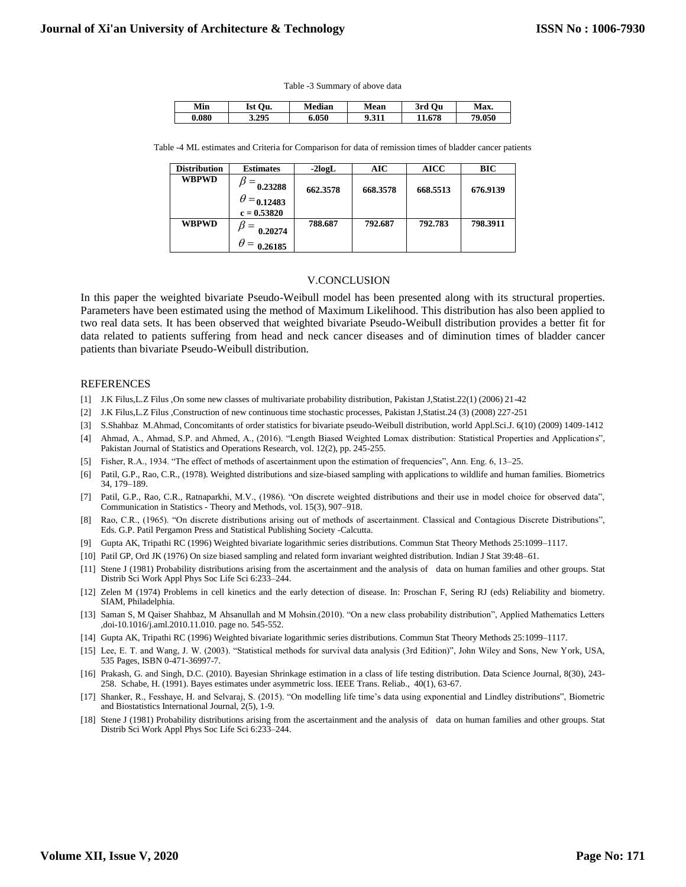Table -3 Summary of above data

| Min | Ist Qu. | Median | Mean | 3rd Qu | Max. |
|---|---|---|---|---|---|
| **0.080** | **3.295** | **6.050** | **9.311** | **11.678** | **79.050** |

Table -4 ML estimates and Criteria for Comparison for data of remission times of bladder cancer patients

| Distribution | Estimates | -2logL | AIC | AICC | BIC |
|---|---|---|---|---|---|
| **WBPWD** | $\beta =$ **0.23288** <br> $\theta =$ **0.12483** <br> **c = 0.53820** | **662.3578** | **668.3578** | **668.5513** | **676.9139** |
| **WBPWD** | $\beta =$ **0.20274** <br> $\theta =$ **0.26185** | **788.687** | **792.687** | **792.783** | **798.3911** |

## V.CONCLUSION

In this paper the weighted bivariate Pseudo-Weibull model has been presented along with its structural properties. Parameters have been estimated using the method of Maximum Likelihood. This distribution has also been applied to two real data sets. It has been observed that weighted bivariate Pseudo-Weibull distribution provides a better fit for data related to patients suffering from head and neck cancer diseases and of diminution times of bladder cancer patients than bivariate Pseudo-Weibull distribution.

## REFERENCES

[1] J.K Filus,L.Z Filus ,On some new classes of multivariate probability distribution, Pakistan J,Statist.22(1) (2006) 21-42

[2] J.K Filus,L.Z Filus ,Construction of new continuous time stochastic processes, Pakistan J,Statist.24 (3) (2008) 227-251

[3] S.Shahbaz M.Ahmad, Concomitants of order statistics for bivariate pseudo-Weibull distribution, world Appl.Sci.J. 6(10) (2009) 1409-1412

[4] Ahmad, A., Ahmad, S.P. and Ahmed, A., (2016). "Length Biased Weighted Lomax distribution: Statistical Properties and Applications", Pakistan Journal of Statistics and Operations Research, vol. 12(2), pp. 245-255.

[5] Fisher, R.A., 1934. "The effect of methods of ascertainment upon the estimation of frequencies", Ann. Eng. 6, 13–25.

[6] Patil, G.P., Rao, C.R., (1978). Weighted distributions and size-biased sampling with applications to wildlife and human families. Biometrics 34, 179–189.

[7] Patil, G.P., Rao, C.R., Ratnaparkhi, M.V., (1986). "On discrete weighted distributions and their use in model choice for observed data", Communication in Statistics - Theory and Methods, vol. 15(3), 907–918.

[8] Rao, C.R., (1965). "On discrete distributions arising out of methods of ascertainment. Classical and Contagious Discrete Distributions", Eds. G.P. Patil Pergamon Press and Statistical Publishing Society -Calcutta.

[9] Gupta AK, Tripathi RC (1996) Weighted bivariate logarithmic series distributions. Commun Stat Theory Methods 25:1099–1117.

[10] Patil GP, Ord JK (1976) On size biased sampling and related form invariant weighted distribution. Indian J Stat 39:48–61.

[11] Stene J (1981) Probability distributions arising from the ascertainment and the analysis of data on human families and other groups. Stat Distrib Sci Work Appl Phys Soc Life Sci 6:233–244.

[12] Zelen M (1974) Problems in cell kinetics and the early detection of disease. In: Proschan F, Sering RJ (eds) Reliability and biometry. SIAM, Philadelphia.

[13] Saman S, M Qaiser Shahbaz, M Ahsanullah and M Mohsin.(2010). "On a new class probability distribution", Applied Mathematics Letters ,doi-10.1016/j.aml.2010.11.010. page no. 545-552.

[14] Gupta AK, Tripathi RC (1996) Weighted bivariate logarithmic series distributions. Commun Stat Theory Methods 25:1099–1117.

[15] Lee, E. T. and Wang, J. W. (2003). "Statistical methods for survival data analysis (3rd Edition)", John Wiley and Sons, New York, USA, 535 Pages, ISBN 0-471-36997-7.

[16] Prakash, G. and Singh, D.C. (2010). Bayesian Shrinkage estimation in a class of life testing distribution. Data Science Journal, 8(30), 243-258. Schabe, H. (1991). Bayes estimates under asymmetric loss. IEEE Trans. Reliab., 40(1), 63-67.

[17] Shanker, R., Fesshaye, H. and Selvaraj, S. (2015). "On modelling life time's data using exponential and Lindley distributions", Biometric and Biostatistics International Journal, 2(5), 1-9.

[18] Stene J (1981) Probability distributions arising from the ascertainment and the analysis of data on human families and other groups. Stat Distrib Sci Work Appl Phys Soc Life Sci 6:233–244.